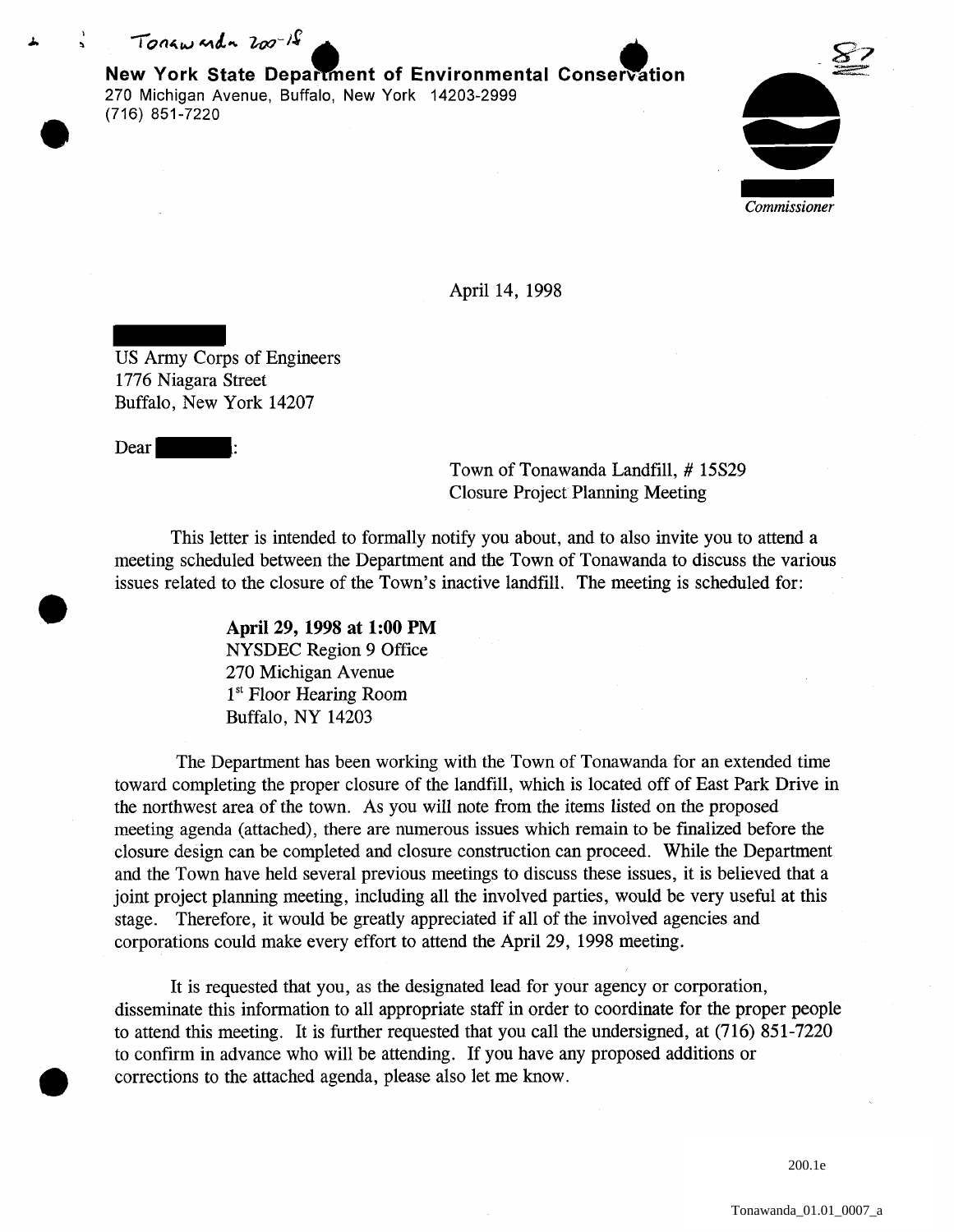Tonawanda 200-18

**New York State Department of Environmental Conservation**
270 Michigan Avenue, Buffalo, New York 14203-2999
(716) 851-7220

*Commissioner*

April 14, 1998

US Army Corps of Engineers
1776 Niagara Street
Buffalo, New York 14207

Dear :

Town of Tonawanda Landfill, # 15S29
Closure Project Planning Meeting

This letter is intended to formally notify you about, and to also invite you to attend a meeting scheduled between the Department and the Town of Tonawanda to discuss the various issues related to the closure of the Town's inactive landfill. The meeting is scheduled for:

**April 29, 1998 at 1:00 PM**
NYSDEC Region 9 Office
270 Michigan Avenue
1st Floor Hearing Room
Buffalo, NY 14203

The Department has been working with the Town of Tonawanda for an extended time toward completing the proper closure of the landfill, which is located off of East Park Drive in the northwest area of the town. As you will note from the items listed on the proposed meeting agenda (attached), there are numerous issues which remain to be finalized before the closure design can be completed and closure construction can proceed. While the Department and the Town have held several previous meetings to discuss these issues, it is believed that a joint project planning meeting, including all the involved parties, would be very useful at this stage. Therefore, it would be greatly appreciated if all of the involved agencies and corporations could make every effort to attend the April 29, 1998 meeting.

It is requested that you, as the designated lead for your agency or corporation, disseminate this information to all appropriate staff in order to coordinate for the proper people to attend this meeting. It is further requested that you call the undersigned, at (716) 851-7220 to confirm in advance who will be attending. If you have any proposed additions or corrections to the attached agenda, please also let me know.

200.1e

Tonawanda_01.01_0007_a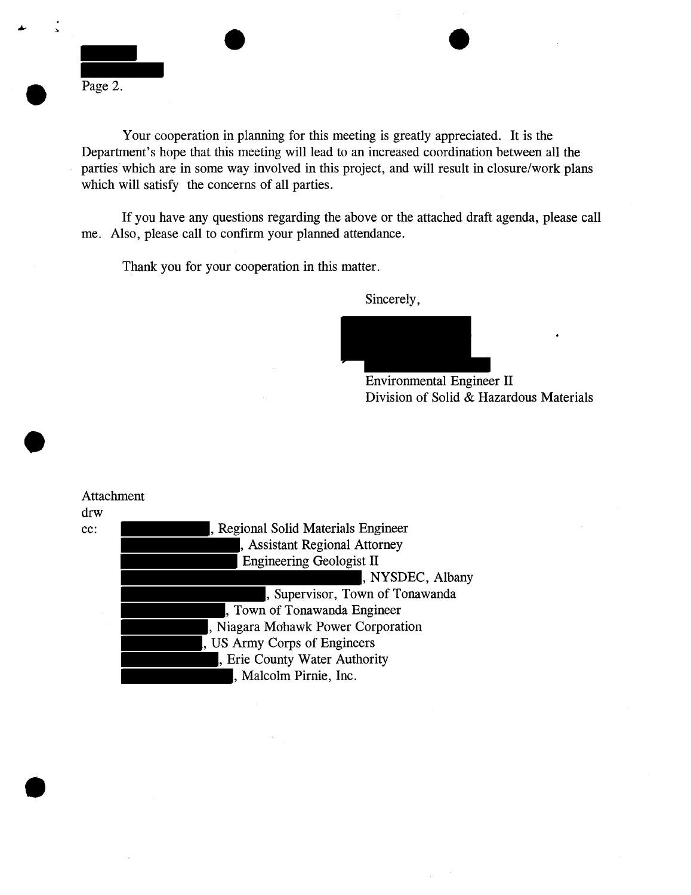Page 2.

Your cooperation in planning for this meeting is greatly appreciated. It is the Department's hope that this meeting will lead to an increased coordination between all the parties which are in some way involved in this project, and will result in closure/work plans which will satisfy the concerns of all parties.

If you have any questions regarding the above or the attached draft agenda, please call me. Also, please call to confirm your planned attendance.

Thank you for your cooperation in this matter.

Sincerely,

Environmental Engineer II
Division of Solid & Hazardous Materials

Attachment
drw
cc:
, Regional Solid Materials Engineer
, Assistant Regional Attorney
Engineering Geologist II
, NYSDEC, Albany
, Supervisor, Town of Tonawanda
, Town of Tonawanda Engineer
, Niagara Mohawk Power Corporation
, US Army Corps of Engineers
, Erie County Water Authority
, Malcolm Pirnie, Inc.